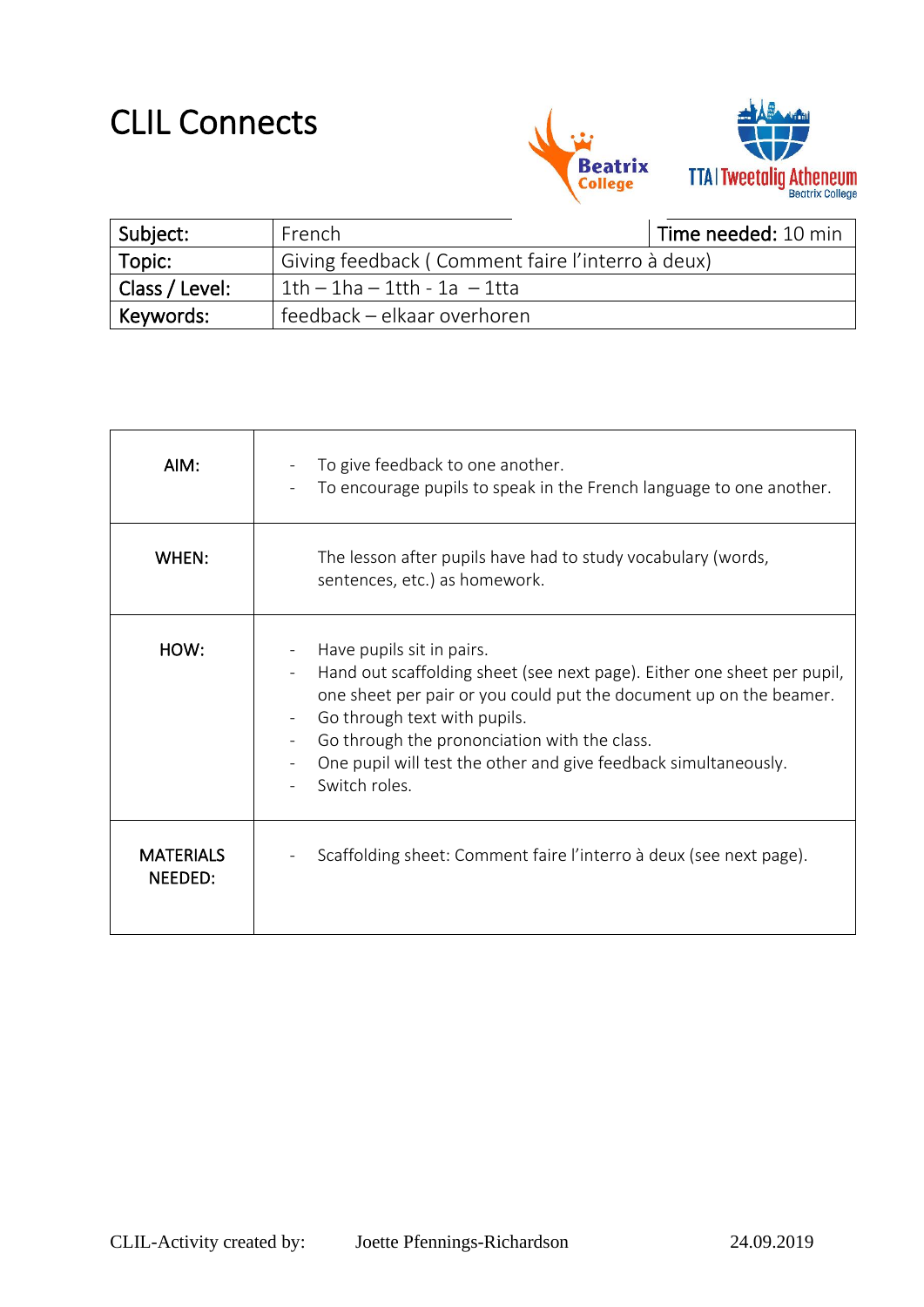# CLIL Connects

| Subject: | French | Time needed: 10 min |
|---|---|---|
| Topic: | Giving feedback ( Comment faire l'interro à deux) | |
| Class / Level: | 1th – 1ha – 1tth - 1a – 1tta | |
| Keywords: | feedback – elkaar overhoren | |

| AIM: | - To give feedback to one another.<br>- To encourage pupils to speak in the French language to one another. |
|---|---|
| WHEN: | The lesson after pupils have had to study vocabulary (words, sentences, etc.) as homework. |
| HOW: | - Have pupils sit in pairs.<br>- Hand out scaffolding sheet (see next page). Either one sheet per pupil, one sheet per pair or you could put the document up on the beamer.<br>- Go through text with pupils.<br>- Go through the prononciation with the class.<br>- One pupil will test the other and give feedback simultaneously.<br>- Switch roles. |
| MATERIALS NEEDED: | - Scaffolding sheet: Comment faire l'interro à deux (see next page). |

CLIL-Activity created by: Joette Pfennings-Richardson 24.09.2019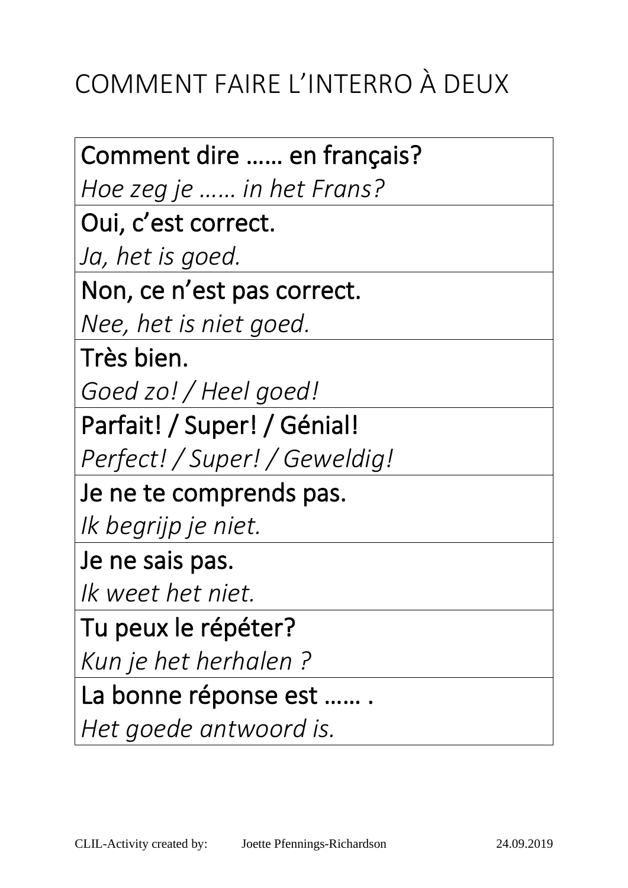# COMMENT FAIRE L'INTERRO À DEUX

| |
|---|
| **Comment dire …… en français?**<br>*Hoe zeg je …… in het Frans?* |
| **Oui, c'est correct.**<br>*Ja, het is goed.* |
| **Non, ce n'est pas correct.**<br>*Nee, het is niet goed.* |
| **Très bien.**<br>*Goed zo! / Heel goed!* |
| **Parfait! / Super! / Génial!**<br>*Perfect! / Super! / Geweldig!* |
| **Je ne te comprends pas.**<br>*Ik begrijp je niet.* |
| **Je ne sais pas.**<br>*Ik weet het niet.* |
| **Tu peux le répéter?**<br>*Kun je het herhalen ?* |
| **La bonne réponse est …… .**<br>*Het goede antwoord is.* |